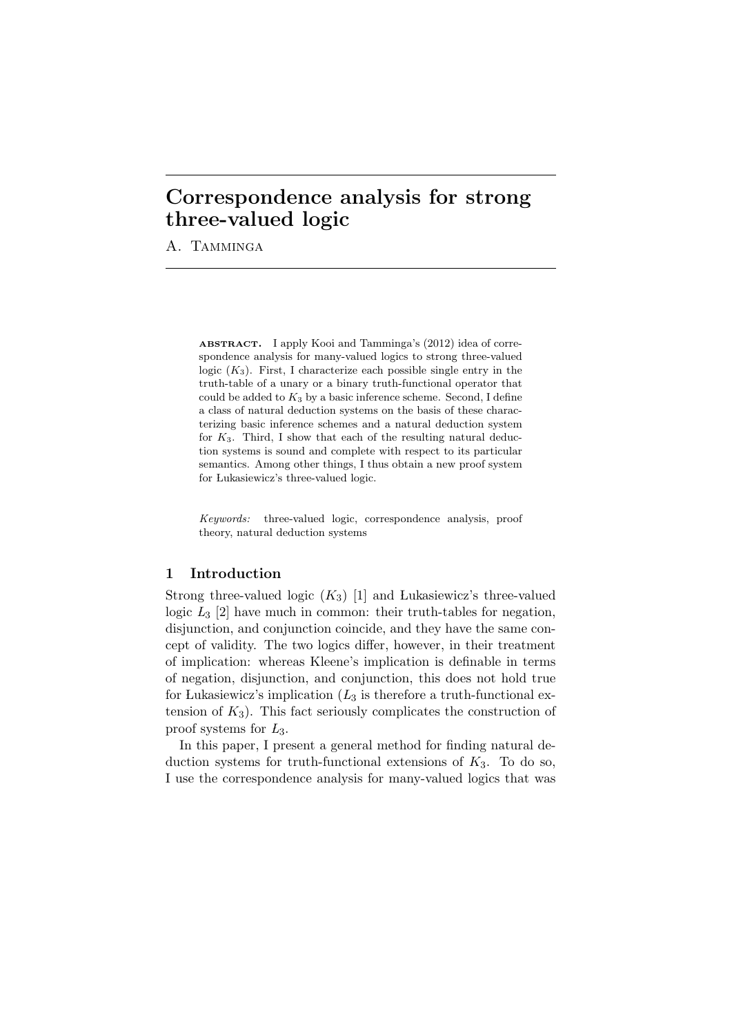# Correspondence analysis for strong three-valued logic

A. Tamminga

**abstract.** I apply Kooi and Tamminga's (2012) idea of correspondence analysis for many-valued logics to strong three-valued logic ($K_3$). First, I characterize each possible single entry in the truth-table of a unary or a binary truth-functional operator that could be added to $K_3$ by a basic inference scheme. Second, I define a class of natural deduction systems on the basis of these characterizing basic inference schemes and a natural deduction system for $K_3$. Third, I show that each of the resulting natural deduction systems is sound and complete with respect to its particular semantics. Among other things, I thus obtain a new proof system for Łukasiewicz's three-valued logic.

*Keywords:* three-valued logic, correspondence analysis, proof theory, natural deduction systems

## 1 Introduction

Strong three-valued logic ($K_3$) [1] and Łukasiewicz's three-valued logic $L_3$ [2] have much in common: their truth-tables for negation, disjunction, and conjunction coincide, and they have the same concept of validity. The two logics differ, however, in their treatment of implication: whereas Kleene's implication is definable in terms of negation, disjunction, and conjunction, this does not hold true for Łukasiewicz's implication ($L_3$ is therefore a truth-functional extension of $K_3$). This fact seriously complicates the construction of proof systems for $L_3$.

In this paper, I present a general method for finding natural deduction systems for truth-functional extensions of $K_3$. To do so, I use the correspondence analysis for many-valued logics that was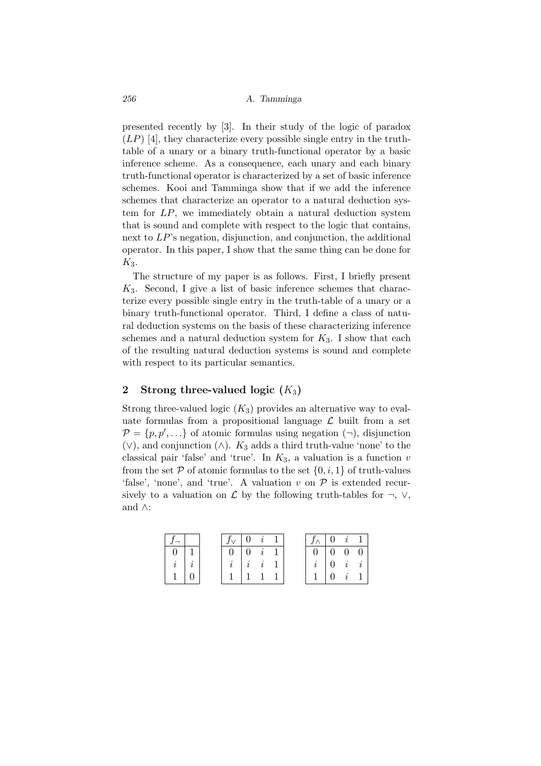presented recently by [3]. In their study of the logic of paradox ($LP$) [4], they characterize every possible single entry in the truth-table of a unary or a binary truth-functional operator by a basic inference scheme. As a consequence, each unary and each binary truth-functional operator is characterized by a set of basic inference schemes. Kooi and Tamminga show that if we add the inference schemes that characterize an operator to a natural deduction system for $LP$, we immediately obtain a natural deduction system that is sound and complete with respect to the logic that contains, next to $LP$'s negation, disjunction, and conjunction, the additional operator. In this paper, I show that the same thing can be done for $K_3$.

The structure of my paper is as follows. First, I briefly present $K_3$. Second, I give a list of basic inference schemes that characterize every possible single entry in the truth-table of a unary or a binary truth-functional operator. Third, I define a class of natural deduction systems on the basis of these characterizing inference schemes and a natural deduction system for $K_3$. I show that each of the resulting natural deduction systems is sound and complete with respect to its particular semantics.

## 2 Strong three-valued logic ($K_3$)

Strong three-valued logic ($K_3$) provides an alternative way to evaluate formulas from a propositional language $\mathcal{L}$ built from a set $\mathcal{P} = \{p, p', \ldots\}$ of atomic formulas using negation ($\neg$), disjunction ($\vee$), and conjunction ($\wedge$). $K_3$ adds a third truth-value 'none' to the classical pair 'false' and 'true'. In $K_3$, a valuation is a function $v$ from the set $\mathcal{P}$ of atomic formulas to the set $\{0, i, 1\}$ of truth-values 'false', 'none', and 'true'. A valuation $v$ on $\mathcal{P}$ is extended recursively to a valuation on $\mathcal{L}$ by the following truth-tables for $\neg$, $\vee$, and $\wedge$:

| $f_\neg$ | |
|---|---|
| 0 | 1 |
| $i$ | $i$ |
| 1 | 0 |

| $f_\vee$ | 0 | $i$ | 1 |
|---|---|---|---|
| 0 | 0 | $i$ | 1 |
| $i$ | $i$ | $i$ | 1 |
| 1 | 1 | 1 | 1 |

| $f_\wedge$ | 0 | $i$ | 1 |
|---|---|---|---|
| 0 | 0 | 0 | 0 |
| $i$ | 0 | $i$ | $i$ |
| 1 | 0 | $i$ | 1 |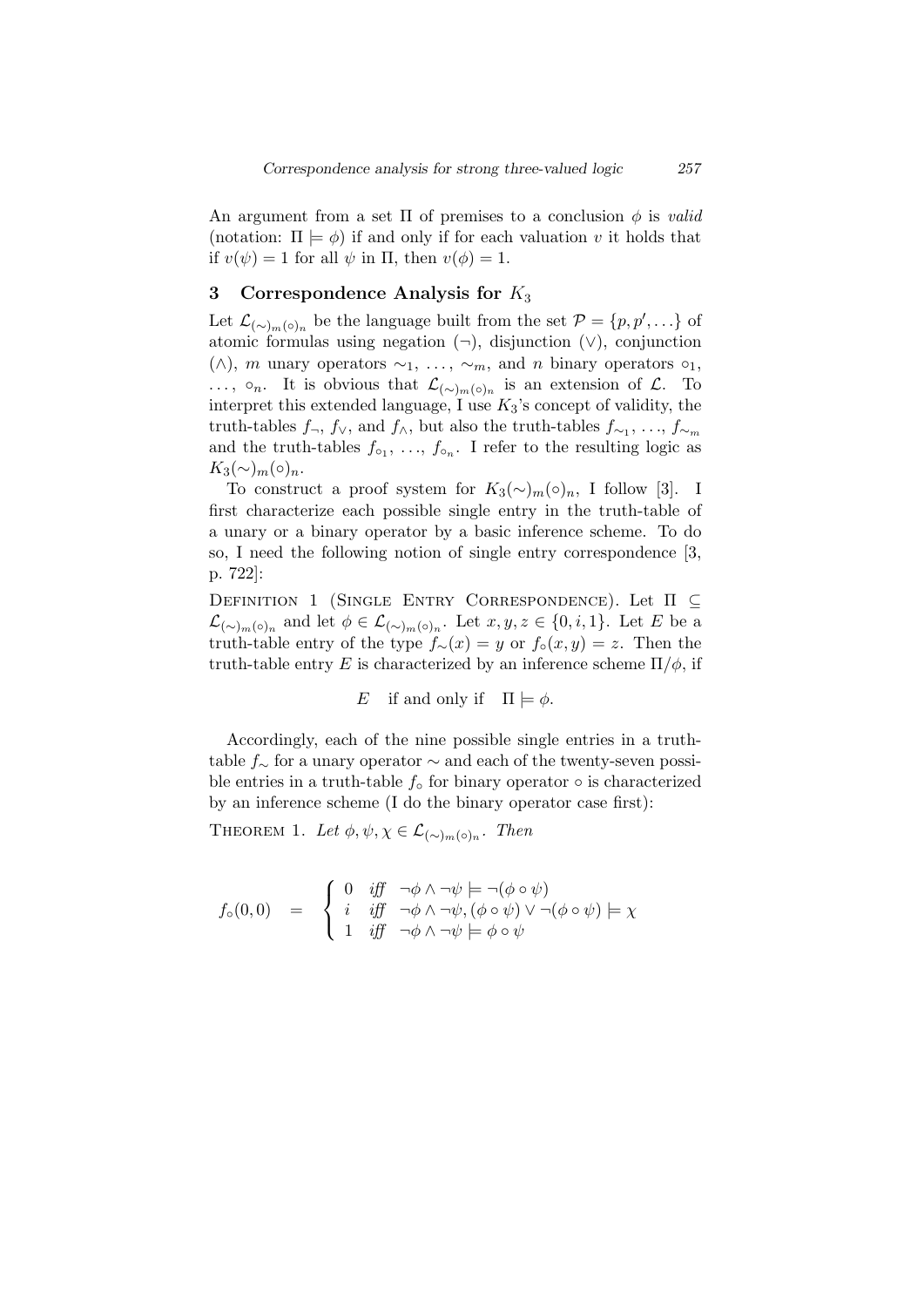An argument from a set $\Pi$ of premises to a conclusion $\phi$ is *valid* (notation: $\Pi \models \phi$) if and only if for each valuation $v$ it holds that if $v(\psi) = 1$ for all $\psi$ in $\Pi$, then $v(\phi) = 1$.

## 3 Correspondence Analysis for $K_3$

Let $\mathcal{L}_{(\sim)_m(\circ)_n}$ be the language built from the set $\mathcal{P} = \{p, p', \ldots\}$ of atomic formulas using negation ($\neg$), disjunction ($\vee$), conjunction ($\wedge$), $m$ unary operators $\sim_1, \ldots, \sim_m$, and $n$ binary operators $\circ_1, \ldots, \circ_n$. It is obvious that $\mathcal{L}_{(\sim)_m(\circ)_n}$ is an extension of $\mathcal{L}$. To interpret this extended language, I use $K_3$'s concept of validity, the truth-tables $f_\neg$, $f_\vee$, and $f_\wedge$, but also the truth-tables $f_{\sim_1}, \ldots, f_{\sim_m}$ and the truth-tables $f_{\circ_1}, \ldots, f_{\circ_n}$. I refer to the resulting logic as $K_3(\sim)_m(\circ)_n$.

To construct a proof system for $K_3(\sim)_m(\circ)_n$, I follow [3]. I first characterize each possible single entry in the truth-table of a unary or a binary operator by a basic inference scheme. To do so, I need the following notion of single entry correspondence [3, p. 722]:

Definition 1 (Single Entry Correspondence). Let $\Pi \subseteq \mathcal{L}_{(\sim)_m(\circ)_n}$ and let $\phi \in \mathcal{L}_{(\sim)_m(\circ)_n}$. Let $x, y, z \in \{0, i, 1\}$. Let $E$ be a truth-table entry of the type $f_\sim(x) = y$ or $f_\circ(x, y) = z$. Then the truth-table entry $E$ is characterized by an inference scheme $\Pi/\phi$, if

$$E \quad \text{if and only if} \quad \Pi \models \phi.$$

Accordingly, each of the nine possible single entries in a truth-table $f_\sim$ for a unary operator $\sim$ and each of the twenty-seven possible entries in a truth-table $f_\circ$ for binary operator $\circ$ is characterized by an inference scheme (I do the binary operator case first):

Theorem 1. *Let $\phi, \psi, \chi \in \mathcal{L}_{(\sim)_m(\circ)_n}$. Then*

$$f_\circ(0,0) \quad = \quad \begin{cases} 0 & \textit{iff} \quad \neg\phi \wedge \neg\psi \models \neg(\phi \circ \psi) \\ i & \textit{iff} \quad \neg\phi \wedge \neg\psi, (\phi \circ \psi) \vee \neg(\phi \circ \psi) \models \chi \\ 1 & \textit{iff} \quad \neg\phi \wedge \neg\psi \models \phi \circ \psi \end{cases}$$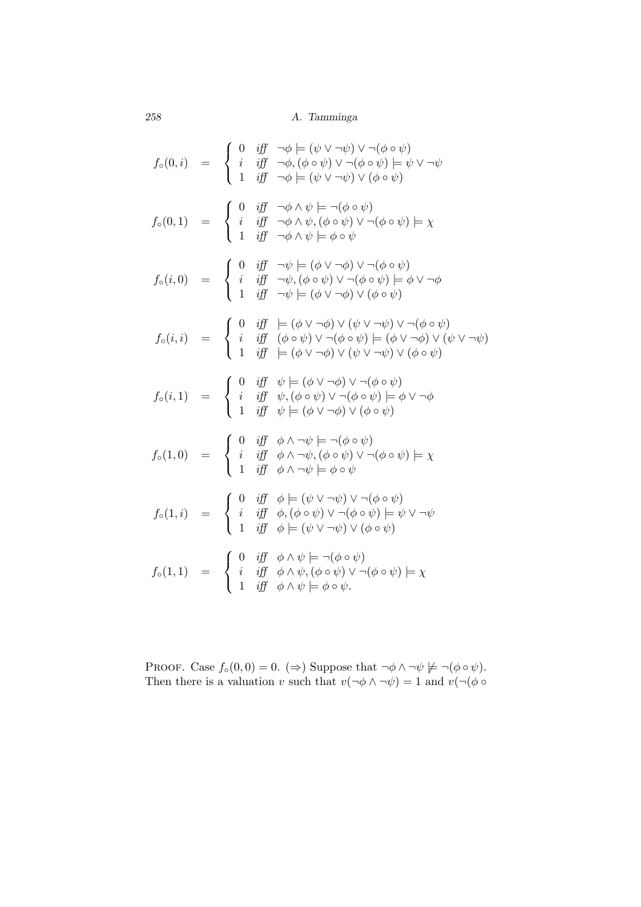$$f_\circ(0,i) \quad = \quad \begin{cases} 0 & \textit{iff} \quad \neg\phi \models (\psi \vee \neg\psi) \vee \neg(\phi \circ \psi) \\ i & \textit{iff} \quad \neg\phi, (\phi \circ \psi) \vee \neg(\phi \circ \psi) \models \psi \vee \neg\psi \\ 1 & \textit{iff} \quad \neg\phi \models (\psi \vee \neg\psi) \vee (\phi \circ \psi) \end{cases}$$

$$f_\circ(0,1) \quad = \quad \begin{cases} 0 & \textit{iff} \quad \neg\phi \wedge \psi \models \neg(\phi \circ \psi) \\ i & \textit{iff} \quad \neg\phi \wedge \psi, (\phi \circ \psi) \vee \neg(\phi \circ \psi) \models \chi \\ 1 & \textit{iff} \quad \neg\phi \wedge \psi \models \phi \circ \psi \end{cases}$$

$$f_\circ(i,0) \quad = \quad \begin{cases} 0 & \textit{iff} \quad \neg\psi \models (\phi \vee \neg\phi) \vee \neg(\phi \circ \psi) \\ i & \textit{iff} \quad \neg\psi, (\phi \circ \psi) \vee \neg(\phi \circ \psi) \models \phi \vee \neg\phi \\ 1 & \textit{iff} \quad \neg\psi \models (\phi \vee \neg\phi) \vee (\phi \circ \psi) \end{cases}$$

$$f_\circ(i,i) \quad = \quad \begin{cases} 0 & \textit{iff} \quad \models (\phi \vee \neg\phi) \vee (\psi \vee \neg\psi) \vee \neg(\phi \circ \psi) \\ i & \textit{iff} \quad (\phi \circ \psi) \vee \neg(\phi \circ \psi) \models (\phi \vee \neg\phi) \vee (\psi \vee \neg\psi) \\ 1 & \textit{iff} \quad \models (\phi \vee \neg\phi) \vee (\psi \vee \neg\psi) \vee (\phi \circ \psi) \end{cases}$$

$$f_\circ(i,1) \quad = \quad \begin{cases} 0 & \textit{iff} \quad \psi \models (\phi \vee \neg\phi) \vee \neg(\phi \circ \psi) \\ i & \textit{iff} \quad \psi, (\phi \circ \psi) \vee \neg(\phi \circ \psi) \models \phi \vee \neg\phi \\ 1 & \textit{iff} \quad \psi \models (\phi \vee \neg\phi) \vee (\phi \circ \psi) \end{cases}$$

$$f_\circ(1,0) \quad = \quad \begin{cases} 0 & \textit{iff} \quad \phi \wedge \neg\psi \models \neg(\phi \circ \psi) \\ i & \textit{iff} \quad \phi \wedge \neg\psi, (\phi \circ \psi) \vee \neg(\phi \circ \psi) \models \chi \\ 1 & \textit{iff} \quad \phi \wedge \neg\psi \models \phi \circ \psi \end{cases}$$

$$f_\circ(1,i) \quad = \quad \begin{cases} 0 & \textit{iff} \quad \phi \models (\psi \vee \neg\psi) \vee \neg(\phi \circ \psi) \\ i & \textit{iff} \quad \phi, (\phi \circ \psi) \vee \neg(\phi \circ \psi) \models \psi \vee \neg\psi \\ 1 & \textit{iff} \quad \phi \models (\psi \vee \neg\psi) \vee (\phi \circ \psi) \end{cases}$$

$$f_\circ(1,1) \quad = \quad \begin{cases} 0 & \textit{iff} \quad \phi \wedge \psi \models \neg(\phi \circ \psi) \\ i & \textit{iff} \quad \phi \wedge \psi, (\phi \circ \psi) \vee \neg(\phi \circ \psi) \models \chi \\ 1 & \textit{iff} \quad \phi \wedge \psi \models \phi \circ \psi. \end{cases}$$

PROOF. Case $f_\circ(0,0) = 0$. ($\Rightarrow$) Suppose that $\neg\phi \wedge \neg\psi \not\models \neg(\phi \circ \psi)$. Then there is a valuation $v$ such that $v(\neg\phi \wedge \neg\psi) = 1$ and $v(\neg(\phi \circ$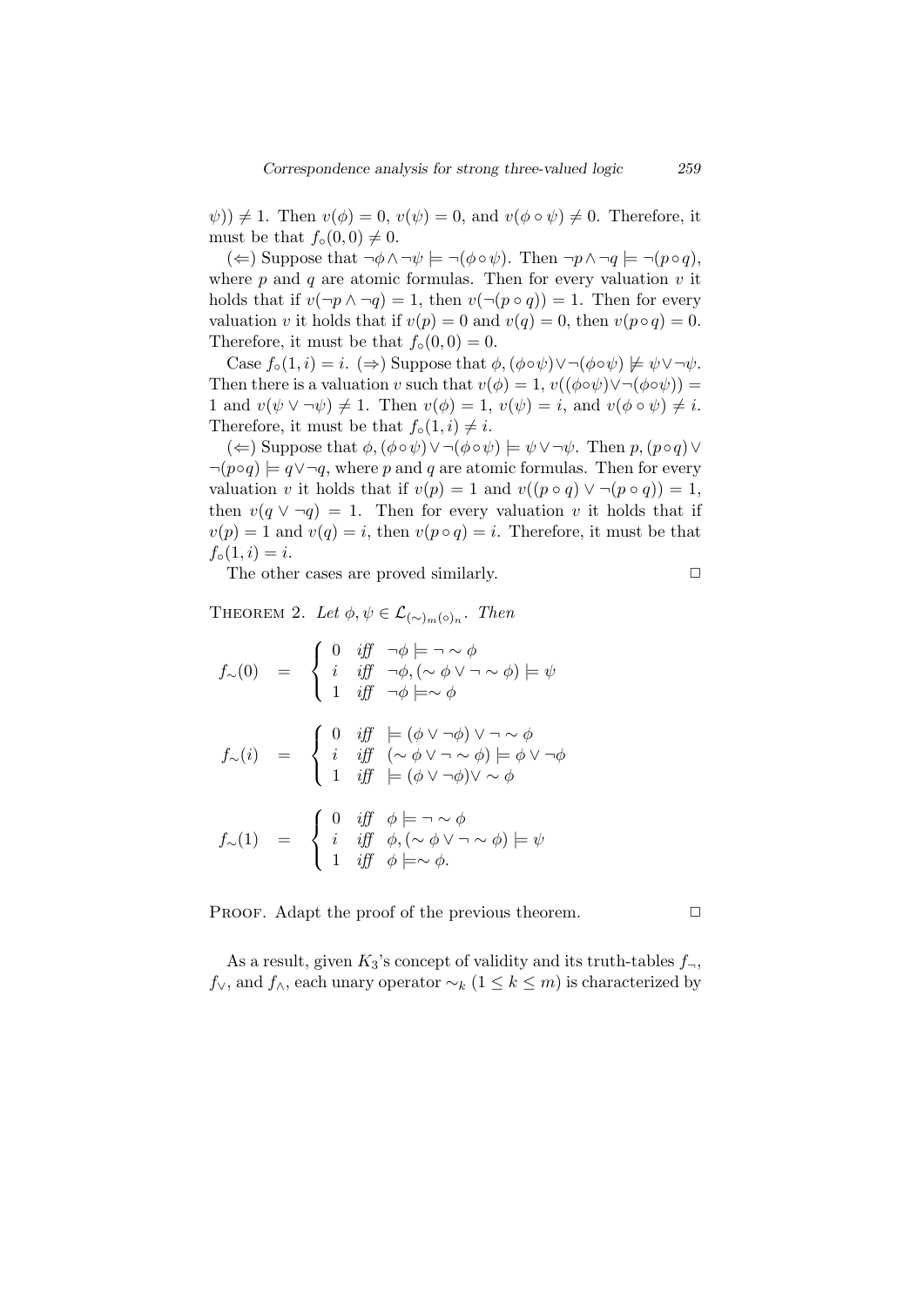$\psi)) \neq 1$. Then $v(\phi) = 0$, $v(\psi) = 0$, and $v(\phi \circ \psi) \neq 0$. Therefore, it must be that $f_\circ(0, 0) \neq 0$.

($\Leftarrow$) Suppose that $\neg\phi \wedge \neg\psi \models \neg(\phi \circ \psi)$. Then $\neg p \wedge \neg q \models \neg(p \circ q)$, where $p$ and $q$ are atomic formulas. Then for every valuation $v$ it holds that if $v(\neg p \wedge \neg q) = 1$, then $v(\neg(p \circ q)) = 1$. Then for every valuation $v$ it holds that if $v(p) = 0$ and $v(q) = 0$, then $v(p \circ q) = 0$. Therefore, it must be that $f_\circ(0, 0) = 0$.

Case $f_\circ(1, i) = i$. ($\Rightarrow$) Suppose that $\phi, (\phi \circ \psi) \vee \neg(\phi \circ \psi) \not\models \psi \vee \neg\psi$. Then there is a valuation $v$ such that $v(\phi) = 1$, $v((\phi \circ \psi) \vee \neg(\phi \circ \psi)) = 1$ and $v(\psi \vee \neg\psi) \neq 1$. Then $v(\phi) = 1$, $v(\psi) = i$, and $v(\phi \circ \psi) \neq i$. Therefore, it must be that $f_\circ(1, i) \neq i$.

($\Leftarrow$) Suppose that $\phi, (\phi \circ \psi) \vee \neg(\phi \circ \psi) \models \psi \vee \neg\psi$. Then $p, (p \circ q) \vee \neg(p \circ q) \models q \vee \neg q$, where $p$ and $q$ are atomic formulas. Then for every valuation $v$ it holds that if $v(p) = 1$ and $v((p \circ q) \vee \neg(p \circ q)) = 1$, then $v(q \vee \neg q) = 1$. Then for every valuation $v$ it holds that if $v(p) = 1$ and $v(q) = i$, then $v(p \circ q) = i$. Therefore, it must be that $f_\circ(1, i) = i$.

The other cases are proved similarly. $\Box$

THEOREM 2. *Let $\phi, \psi \in \mathcal{L}_{(\sim)_m(\circ)_n}$. Then*

$$f_\sim(0) = \begin{cases} 0 & \textit{iff} \quad \neg\phi \models \neg \sim \phi \\ i & \textit{iff} \quad \neg\phi, (\sim \phi \vee \neg \sim \phi) \models \psi \\ 1 & \textit{iff} \quad \neg\phi \models \sim \phi \end{cases}$$

$$f_\sim(i) = \begin{cases} 0 & \textit{iff} \quad \models (\phi \vee \neg\phi) \vee \neg \sim \phi \\ i & \textit{iff} \quad (\sim \phi \vee \neg \sim \phi) \models \phi \vee \neg\phi \\ 1 & \textit{iff} \quad \models (\phi \vee \neg\phi) \vee \sim \phi \end{cases}$$

$$f_\sim(1) = \begin{cases} 0 & \textit{iff} \quad \phi \models \neg \sim \phi \\ i & \textit{iff} \quad \phi, (\sim \phi \vee \neg \sim \phi) \models \psi \\ 1 & \textit{iff} \quad \phi \models \sim \phi. \end{cases}$$

PROOF. Adapt the proof of the previous theorem. $\Box$

As a result, given $K_3$'s concept of validity and its truth-tables $f_\neg$, $f_\vee$, and $f_\wedge$, each unary operator $\sim_k$ ($1 \leq k \leq m$) is characterized by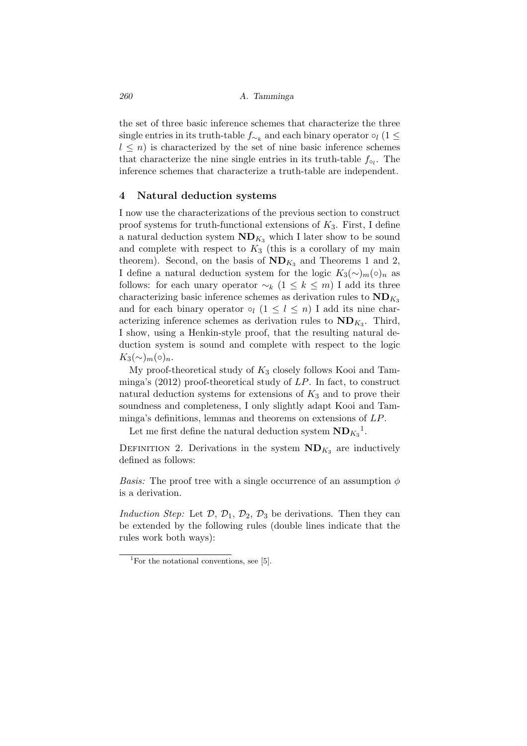the set of three basic inference schemes that characterize the three single entries in its truth-table $f_{\sim_k}$ and each binary operator $\circ_l$ ($1 \leq l \leq n$) is characterized by the set of nine basic inference schemes that characterize the nine single entries in its truth-table $f_{\circ_l}$. The inference schemes that characterize a truth-table are independent.

## 4 Natural deduction systems

I now use the characterizations of the previous section to construct proof systems for truth-functional extensions of $K_3$. First, I define a natural deduction system $\mathbf{ND}_{K_3}$ which I later show to be sound and complete with respect to $K_3$ (this is a corollary of my main theorem). Second, on the basis of $\mathbf{ND}_{K_3}$ and Theorems 1 and 2, I define a natural deduction system for the logic $K_3(\sim)_m(\circ)_n$ as follows: for each unary operator $\sim_k$ ($1 \leq k \leq m$) I add its three characterizing basic inference schemes as derivation rules to $\mathbf{ND}_{K_3}$ and for each binary operator $\circ_l$ ($1 \leq l \leq n$) I add its nine characterizing inference schemes as derivation rules to $\mathbf{ND}_{K_3}$. Third, I show, using a Henkin-style proof, that the resulting natural deduction system is sound and complete with respect to the logic $K_3(\sim)_m(\circ)_n$.

My proof-theoretical study of $K_3$ closely follows Kooi and Tamminga's (2012) proof-theoretical study of *LP*. In fact, to construct natural deduction systems for extensions of $K_3$ and to prove their soundness and completeness, I only slightly adapt Kooi and Tamminga's definitions, lemmas and theorems on extensions of *LP*.

Let me first define the natural deduction system $\mathbf{ND}_{K_3}$[1].

Definition 2. Derivations in the system $\mathbf{ND}_{K_3}$ are inductively defined as follows:

*Basis:* The proof tree with a single occurrence of an assumption $\phi$ is a derivation.

*Induction Step:* Let $\mathcal{D}$, $\mathcal{D}_1$, $\mathcal{D}_2$, $\mathcal{D}_3$ be derivations. Then they can be extended by the following rules (double lines indicate that the rules work both ways):

[1] For the notational conventions, see [5].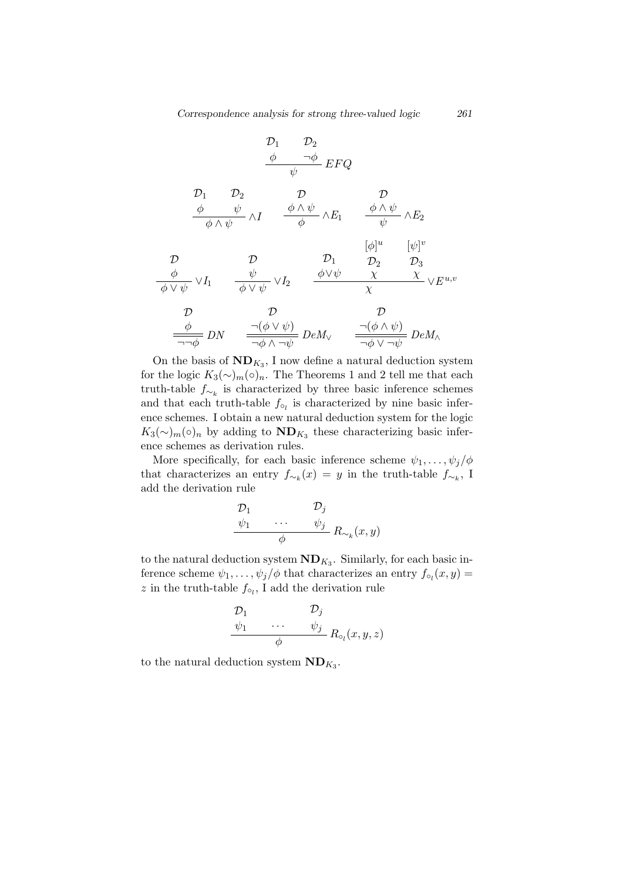$$\dfrac{\begin{array}{cc}\mathcal{D}_1 & \mathcal{D}_2 \\ \phi & \neg\phi\end{array}}{\psi}\ EFQ$$

$$\dfrac{\begin{array}{cc}\mathcal{D}_1 & \mathcal{D}_2 \\ \phi & \psi\end{array}}{\phi \wedge \psi}\ \wedge I \qquad \dfrac{\begin{array}{c}\mathcal{D} \\ \phi \wedge \psi\end{array}}{\phi}\ \wedge E_1 \qquad \dfrac{\begin{array}{c}\mathcal{D} \\ \phi \wedge \psi\end{array}}{\psi}\ \wedge E_2$$

$$\dfrac{\begin{array}{c}\mathcal{D} \\ \phi\end{array}}{\phi \vee \psi}\ \vee I_1 \qquad \dfrac{\begin{array}{c}\mathcal{D} \\ \psi\end{array}}{\phi \vee \psi}\ \vee I_2 \qquad \dfrac{\begin{array}{ccc} & [\phi]^u & [\psi]^v \\ \mathcal{D}_1 & \mathcal{D}_2 & \mathcal{D}_3 \\ \phi \vee \psi & \chi & \chi\end{array}}{\chi}\ \vee E^{u,v}$$

$$\dfrac{\begin{array}{c}\mathcal{D} \\ \phi\end{array}}{\neg\neg\phi}\ DN \qquad \dfrac{\begin{array}{c}\mathcal{D} \\ \neg(\phi \vee \psi)\end{array}}{\neg\phi \wedge \neg\psi}\ DeM_{\vee} \qquad \dfrac{\begin{array}{c}\mathcal{D} \\ \neg(\phi \wedge \psi)\end{array}}{\neg\phi \vee \neg\psi}\ DeM_{\wedge}$$

On the basis of $\mathbf{ND}_{K_3}$, I now define a natural deduction system for the logic $K_3(\sim)_m(\circ)_n$. The Theorems 1 and 2 tell me that each truth-table $f_{\sim_k}$ is characterized by three basic inference schemes and that each truth-table $f_{\circ_l}$ is characterized by nine basic inference schemes. I obtain a new natural deduction system for the logic $K_3(\sim)_m(\circ)_n$ by adding to $\mathbf{ND}_{K_3}$ these characterizing basic inference schemes as derivation rules.

More specifically, for each basic inference scheme $\psi_1, \ldots, \psi_j/\phi$ that characterizes an entry $f_{\sim_k}(x) = y$ in the truth-table $f_{\sim_k}$, I add the derivation rule

$$\dfrac{\begin{array}{ccc}\mathcal{D}_1 & & \mathcal{D}_j \\ \psi_1 & \cdots & \psi_j\end{array}}{\phi}\ R_{\sim_k}(x, y)$$

to the natural deduction system $\mathbf{ND}_{K_3}$. Similarly, for each basic inference scheme $\psi_1, \ldots, \psi_j/\phi$ that characterizes an entry $f_{\circ_l}(x, y) = z$ in the truth-table $f_{\circ_l}$, I add the derivation rule

$$\dfrac{\begin{array}{ccc}\mathcal{D}_1 & & \mathcal{D}_j \\ \psi_1 & \cdots & \psi_j\end{array}}{\phi}\ R_{\circ_l}(x, y, z)$$

to the natural deduction system $\mathbf{ND}_{K_3}$.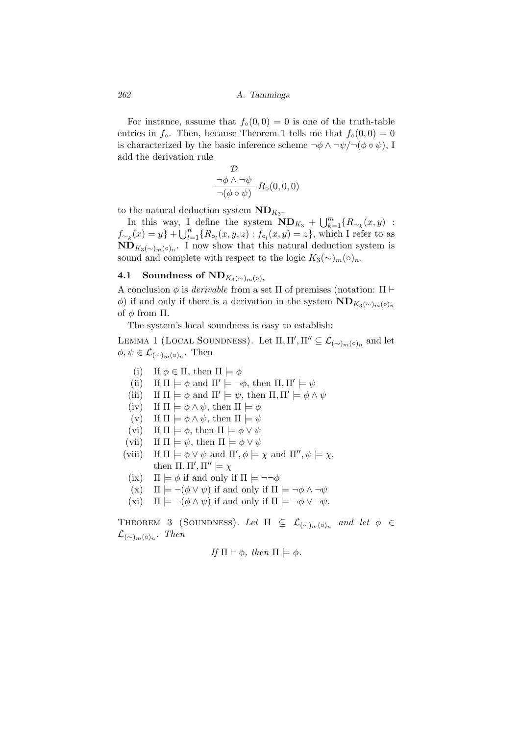For instance, assume that $f_\circ(0,0) = 0$ is one of the truth-table entries in $f_\circ$. Then, because Theorem 1 tells me that $f_\circ(0,0) = 0$ is characterized by the basic inference scheme $\neg\phi \wedge \neg\psi / \neg(\phi \circ \psi)$, I add the derivation rule

$$\frac{\begin{array}{c}\mathcal{D} \\ \neg\phi \wedge \neg\psi\end{array}}{\neg(\phi \circ \psi)}\, R_\circ(0,0,0)$$

to the natural deduction system $\mathbf{ND}_{K_3}$.

In this way, I define the system $\mathbf{ND}_{K_3} + \bigcup_{k=1}^{m}\{R_{\sim_k}(x,y) : f_{\sim_k}(x) = y\} + \bigcup_{l=1}^{n}\{R_{\circ_l}(x,y,z) : f_{\circ_l}(x,y) = z\}$, which I refer to as $\mathbf{ND}_{K_3(\sim)_m(\circ)_n}$. I now show that this natural deduction system is sound and complete with respect to the logic $K_3(\sim)_m(\circ)_n$.

### 4.1 Soundness of $\mathbf{ND}_{K_3(\sim)_m(\circ)_n}$

A conclusion $\phi$ is *derivable* from a set $\Pi$ of premises (notation: $\Pi \vdash \phi$) if and only if there is a derivation in the system $\mathbf{ND}_{K_3(\sim)_m(\circ)_n}$ of $\phi$ from $\Pi$.

The system's local soundness is easy to establish:

LEMMA 1 (LOCAL SOUNDNESS). Let $\Pi, \Pi', \Pi'' \subseteq \mathcal{L}_{(\sim)_m(\circ)_n}$ and let $\phi, \psi \in \mathcal{L}_{(\sim)_m(\circ)_n}$. Then

- (i) If $\phi \in \Pi$, then $\Pi \models \phi$
- (ii) If $\Pi \models \phi$ and $\Pi' \models \neg\phi$, then $\Pi, \Pi' \models \psi$
- (iii) If $\Pi \models \phi$ and $\Pi' \models \psi$, then $\Pi, \Pi' \models \phi \wedge \psi$
- (iv) If $\Pi \models \phi \wedge \psi$, then $\Pi \models \phi$
- (v) If $\Pi \models \phi \wedge \psi$, then $\Pi \models \psi$
- (vi) If $\Pi \models \phi$, then $\Pi \models \phi \vee \psi$
- (vii) If $\Pi \models \psi$, then $\Pi \models \phi \vee \psi$
- (viii) If $\Pi \models \phi \vee \psi$ and $\Pi', \phi \models \chi$ and $\Pi'', \psi \models \chi$, then $\Pi, \Pi', \Pi'' \models \chi$
- (ix) $\Pi \models \phi$ if and only if $\Pi \models \neg\neg\phi$
- (x) $\Pi \models \neg(\phi \vee \psi)$ if and only if $\Pi \models \neg\phi \wedge \neg\psi$
- (xi) $\Pi \models \neg(\phi \wedge \psi)$ if and only if $\Pi \models \neg\phi \vee \neg\psi$.

THEOREM 3 (SOUNDNESS). *Let* $\Pi \subseteq \mathcal{L}_{(\sim)_m(\circ)_n}$ *and let* $\phi \in \mathcal{L}_{(\sim)_m(\circ)_n}$. *Then*

$$\textit{If } \Pi \vdash \phi, \textit{ then } \Pi \models \phi.$$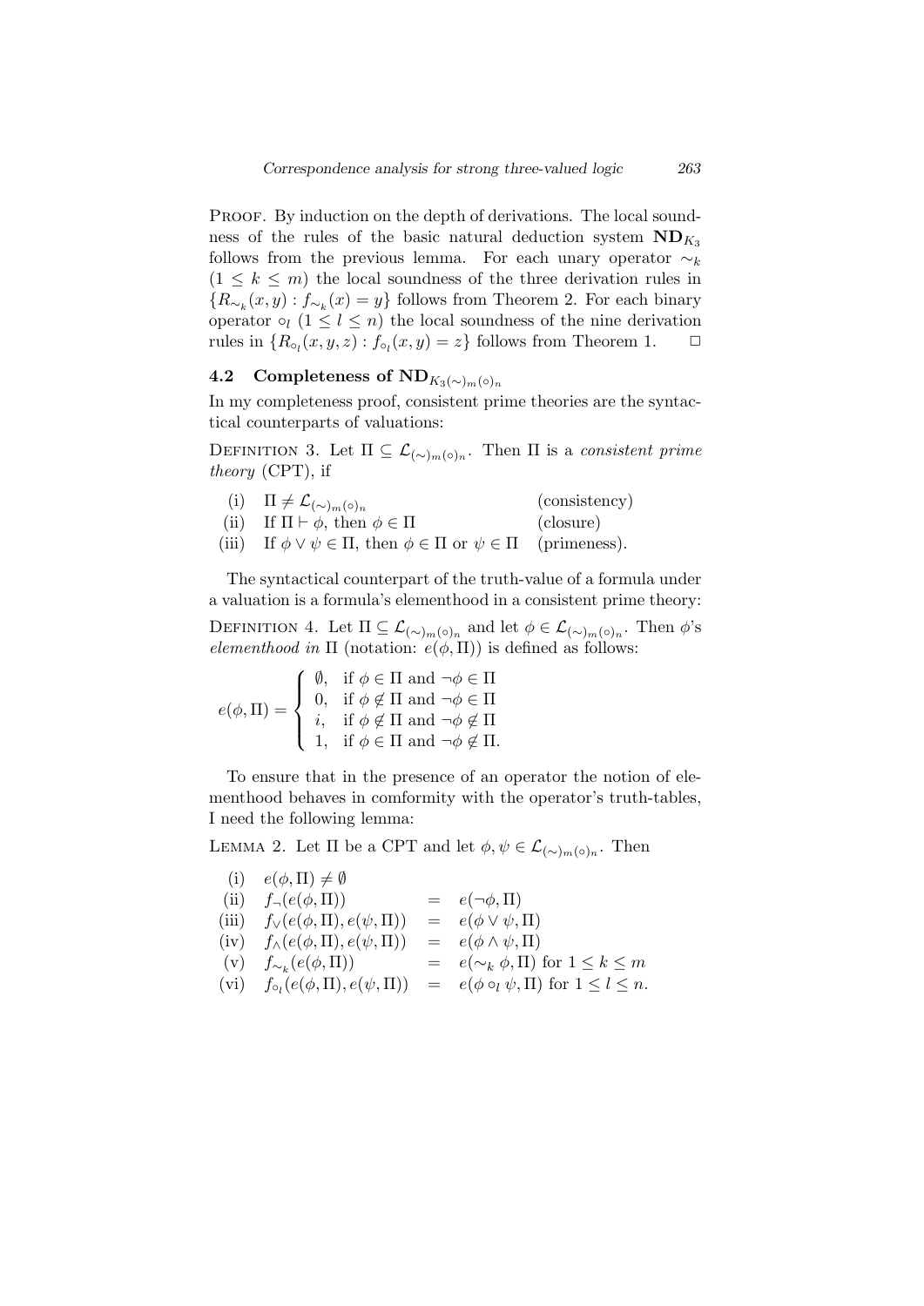PROOF. By induction on the depth of derivations. The local soundness of the rules of the basic natural deduction system $\mathbf{ND}_{K_3}$ follows from the previous lemma. For each unary operator $\sim_k$ ($1 \leq k \leq m$) the local soundness of the three derivation rules in $\{R_{\sim_k}(x, y) : f_{\sim_k}(x) = y\}$ follows from Theorem 2. For each binary operator $\circ_l$ ($1 \leq l \leq n$) the local soundness of the nine derivation rules in $\{R_{\circ_l}(x, y, z) : f_{\circ_l}(x, y) = z\}$ follows from Theorem 1. $\Box$

### 4.2 Completeness of $\mathbf{ND}_{K_3(\sim)_m(\circ)_n}$

In my completeness proof, consistent prime theories are the syntactical counterparts of valuations:

DEFINITION 3. Let $\Pi \subseteq \mathcal{L}_{(\sim)_m(\circ)_n}$. Then $\Pi$ is a *consistent prime theory* (CPT), if

| | | |
|---|---|---|
| (i) | $\Pi \neq \mathcal{L}_{(\sim)_m(\circ)_n}$ | (consistency) |
| (ii) | If $\Pi \vdash \phi$, then $\phi \in \Pi$ | (closure) |
| (iii) | If $\phi \vee \psi \in \Pi$, then $\phi \in \Pi$ or $\psi \in \Pi$ | (primeness). |

The syntactical counterpart of the truth-value of a formula under a valuation is a formula's elementhood in a consistent prime theory:

DEFINITION 4. Let $\Pi \subseteq \mathcal{L}_{(\sim)_m(\circ)_n}$ and let $\phi \in \mathcal{L}_{(\sim)_m(\circ)_n}$. Then $\phi$'s *elementhood in* $\Pi$ (notation: $e(\phi, \Pi)$) is defined as follows:

$$e(\phi, \Pi) = \begin{cases} \emptyset, & \text{if } \phi \in \Pi \text{ and } \neg\phi \in \Pi \\ 0, & \text{if } \phi \notin \Pi \text{ and } \neg\phi \in \Pi \\ i, & \text{if } \phi \notin \Pi \text{ and } \neg\phi \notin \Pi \\ 1, & \text{if } \phi \in \Pi \text{ and } \neg\phi \notin \Pi. \end{cases}$$

To ensure that in the presence of an operator the notion of elementhood behaves in comformity with the operator's truth-tables, I need the following lemma:

LEMMA 2. Let $\Pi$ be a CPT and let $\phi, \psi \in \mathcal{L}_{(\sim)_m(\circ)_n}$. Then

$$\begin{array}{lll}
\text{(i)} & e(\phi, \Pi) \neq \emptyset & \\
\text{(ii)} & f_\neg(e(\phi, \Pi)) & = \; e(\neg\phi, \Pi) \\
\text{(iii)} & f_\vee(e(\phi, \Pi), e(\psi, \Pi)) & = \; e(\phi \vee \psi, \Pi) \\
\text{(iv)} & f_\wedge(e(\phi, \Pi), e(\psi, \Pi)) & = \; e(\phi \wedge \psi, \Pi) \\
\text{(v)} & f_{\sim_k}(e(\phi, \Pi)) & = \; e(\sim_k \phi, \Pi) \text{ for } 1 \leq k \leq m \\
\text{(vi)} & f_{\circ_l}(e(\phi, \Pi), e(\psi, \Pi)) & = \; e(\phi \circ_l \psi, \Pi) \text{ for } 1 \leq l \leq n.
\end{array}$$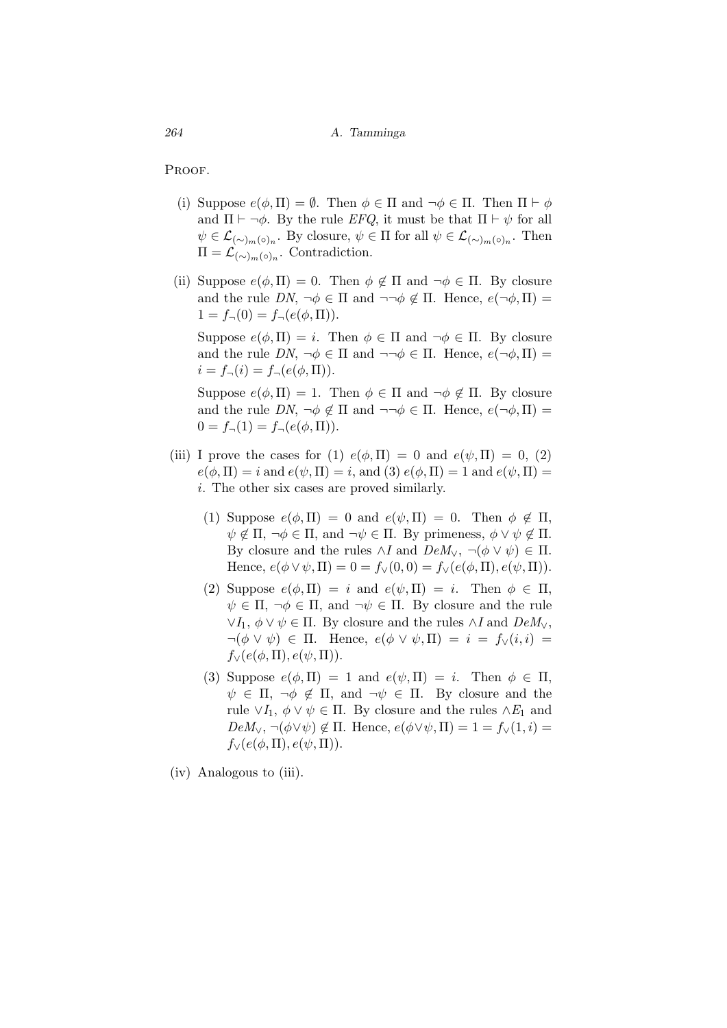PROOF.

(i) Suppose $e(\phi, \Pi) = \emptyset$. Then $\phi \in \Pi$ and $\neg\phi \in \Pi$. Then $\Pi \vdash \phi$ and $\Pi \vdash \neg\phi$. By the rule *EFQ*, it must be that $\Pi \vdash \psi$ for all $\psi \in \mathcal{L}_{(\sim)_m(\circ)_n}$. By closure, $\psi \in \Pi$ for all $\psi \in \mathcal{L}_{(\sim)_m(\circ)_n}$. Then $\Pi = \mathcal{L}_{(\sim)_m(\circ)_n}$. Contradiction.

(ii) Suppose $e(\phi, \Pi) = 0$. Then $\phi \notin \Pi$ and $\neg\phi \in \Pi$. By closure and the rule *DN*, $\neg\phi \in \Pi$ and $\neg\neg\phi \notin \Pi$. Hence, $e(\neg\phi, \Pi) = 1 = f_\neg(0) = f_\neg(e(\phi, \Pi))$.

    Suppose $e(\phi, \Pi) = i$. Then $\phi \in \Pi$ and $\neg\phi \in \Pi$. By closure and the rule *DN*, $\neg\phi \in \Pi$ and $\neg\neg\phi \in \Pi$. Hence, $e(\neg\phi, \Pi) = i = f_\neg(i) = f_\neg(e(\phi, \Pi))$.

    Suppose $e(\phi, \Pi) = 1$. Then $\phi \in \Pi$ and $\neg\phi \notin \Pi$. By closure and the rule *DN*, $\neg\phi \notin \Pi$ and $\neg\neg\phi \in \Pi$. Hence, $e(\neg\phi, \Pi) = 0 = f_\neg(1) = f_\neg(e(\phi, \Pi))$.

(iii) I prove the cases for (1) $e(\phi, \Pi) = 0$ and $e(\psi, \Pi) = 0$, (2) $e(\phi, \Pi) = i$ and $e(\psi, \Pi) = i$, and (3) $e(\phi, \Pi) = 1$ and $e(\psi, \Pi) = i$. The other six cases are proved similarly.

    (1) Suppose $e(\phi, \Pi) = 0$ and $e(\psi, \Pi) = 0$. Then $\phi \notin \Pi$, $\psi \notin \Pi$, $\neg\phi \in \Pi$, and $\neg\psi \in \Pi$. By primeness, $\phi \vee \psi \notin \Pi$. By closure and the rules $\wedge I$ and $DeM_\vee$, $\neg(\phi \vee \psi) \in \Pi$. Hence, $e(\phi \vee \psi, \Pi) = 0 = f_\vee(0, 0) = f_\vee(e(\phi, \Pi), e(\psi, \Pi))$.

    (2) Suppose $e(\phi, \Pi) = i$ and $e(\psi, \Pi) = i$. Then $\phi \in \Pi$, $\psi \in \Pi$, $\neg\phi \in \Pi$, and $\neg\psi \in \Pi$. By closure and the rule $\vee I_1$, $\phi \vee \psi \in \Pi$. By closure and the rules $\wedge I$ and $DeM_\vee$, $\neg(\phi \vee \psi) \in \Pi$. Hence, $e(\phi \vee \psi, \Pi) = i = f_\vee(i, i) = f_\vee(e(\phi, \Pi), e(\psi, \Pi))$.

    (3) Suppose $e(\phi, \Pi) = 1$ and $e(\psi, \Pi) = i$. Then $\phi \in \Pi$, $\psi \in \Pi$, $\neg\phi \notin \Pi$, and $\neg\psi \in \Pi$. By closure and the rule $\vee I_1$, $\phi \vee \psi \in \Pi$. By closure and the rules $\wedge E_1$ and $DeM_\vee$, $\neg(\phi \vee \psi) \notin \Pi$. Hence, $e(\phi \vee \psi, \Pi) = 1 = f_\vee(1, i) = f_\vee(e(\phi, \Pi), e(\psi, \Pi))$.

(iv) Analogous to (iii).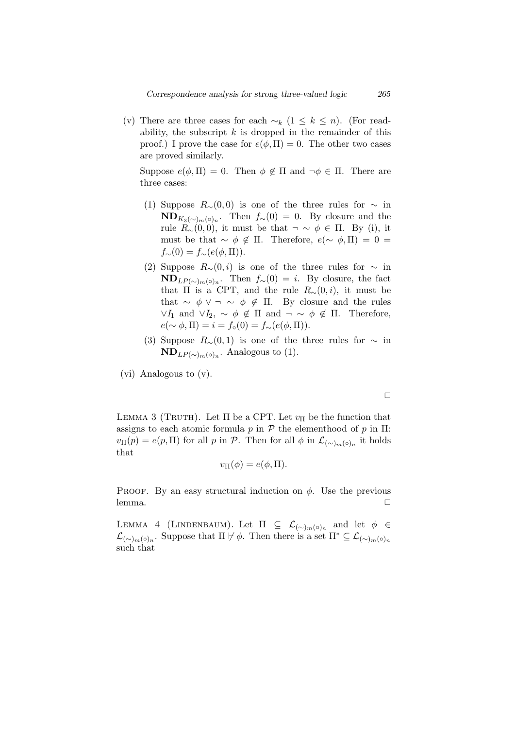(v) There are three cases for each $\sim_k$ ($1 \leq k \leq n$). (For readability, the subscript $k$ is dropped in the remainder of this proof.) I prove the case for $e(\phi, \Pi) = 0$. The other two cases are proved similarly.

Suppose $e(\phi, \Pi) = 0$. Then $\phi \notin \Pi$ and $\neg\phi \in \Pi$. There are three cases:

  (1) Suppose $R_{\sim}(0, 0)$ is one of the three rules for $\sim$ in $\mathbf{ND}_{K_3(\sim)_m(\circ)_n}$. Then $f_{\sim}(0) = 0$. By closure and the rule $R_{\sim}(0, 0)$, it must be that $\neg \sim \phi \in \Pi$. By (i), it must be that $\sim \phi \notin \Pi$. Therefore, $e(\sim \phi, \Pi) = 0 = f_{\sim}(0) = f_{\sim}(e(\phi, \Pi))$.

  (2) Suppose $R_{\sim}(0, i)$ is one of the three rules for $\sim$ in $\mathbf{ND}_{LP(\sim)_m(\circ)_n}$. Then $f_{\sim}(0) = i$. By closure, the fact that $\Pi$ is a CPT, and the rule $R_{\sim}(0, i)$, it must be that $\sim \phi \vee \neg \sim \phi \notin \Pi$. By closure and the rules $\vee I_1$ and $\vee I_2$, $\sim \phi \notin \Pi$ and $\neg \sim \phi \notin \Pi$. Therefore, $e(\sim \phi, \Pi) = i = f_{\circ}(0) = f_{\sim}(e(\phi, \Pi))$.

  (3) Suppose $R_{\sim}(0, 1)$ is one of the three rules for $\sim$ in $\mathbf{ND}_{LP(\sim)_m(\circ)_n}$. Analogous to (1).

(vi) Analogous to (v).

$\square$

LEMMA 3 (TRUTH). Let $\Pi$ be a CPT. Let $v_\Pi$ be the function that assigns to each atomic formula $p$ in $\mathcal{P}$ the elementhood of $p$ in $\Pi$: $v_\Pi(p) = e(p, \Pi)$ for all $p$ in $\mathcal{P}$. Then for all $\phi$ in $\mathcal{L}_{(\sim)_m(\circ)_n}$ it holds that

$$v_\Pi(\phi) = e(\phi, \Pi).$$

PROOF. By an easy structural induction on $\phi$. Use the previous lemma. $\square$

LEMMA 4 (LINDENBAUM). Let $\Pi \subseteq \mathcal{L}_{(\sim)_m(\circ)_n}$ and let $\phi \in \mathcal{L}_{(\sim)_m(\circ)_n}$. Suppose that $\Pi \nvdash \phi$. Then there is a set $\Pi^* \subseteq \mathcal{L}_{(\sim)_m(\circ)_n}$ such that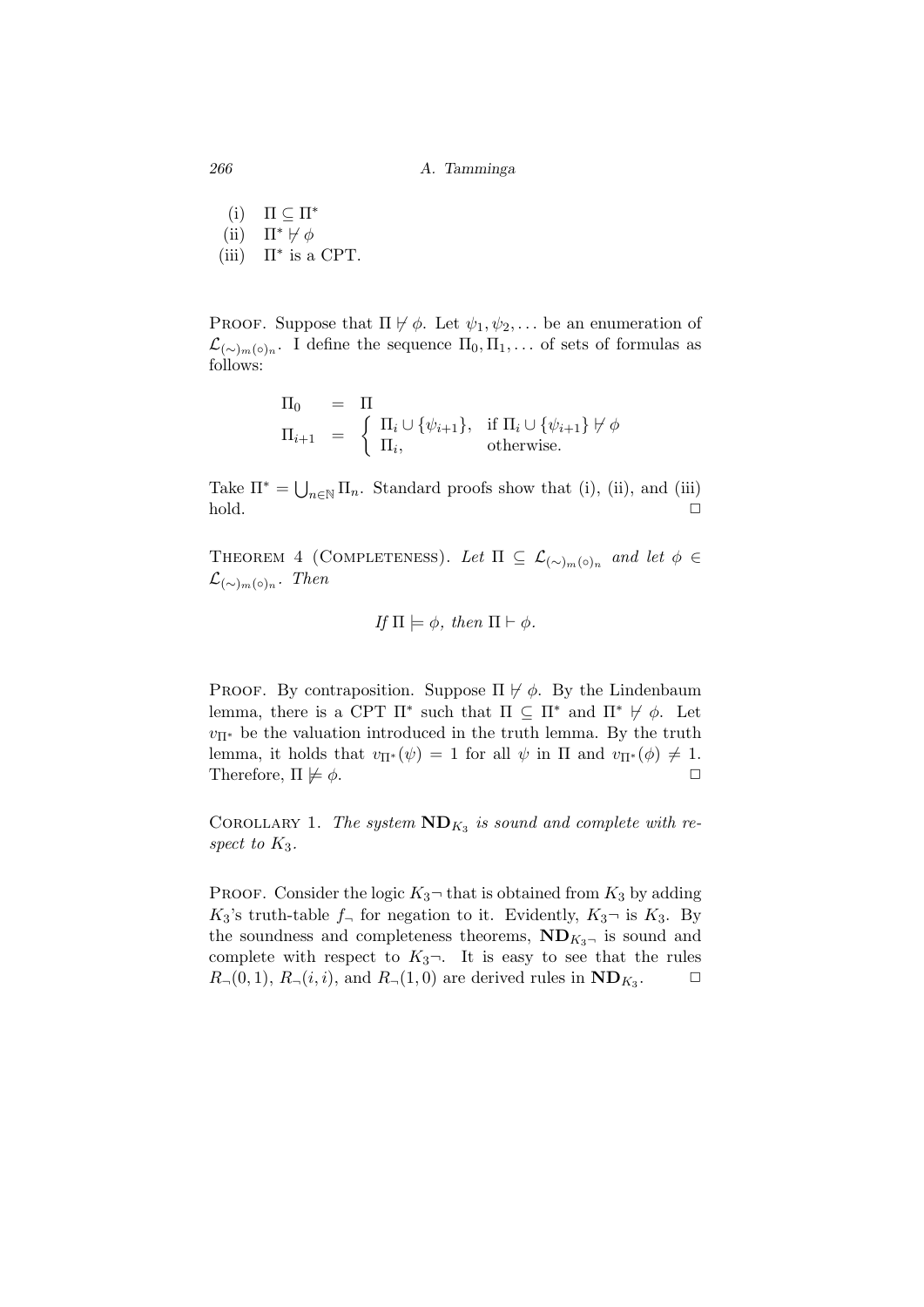(i) $\Pi \subseteq \Pi^*$
(ii) $\Pi^* \nvdash \phi$
(iii) $\Pi^*$ is a CPT.

PROOF. Suppose that $\Pi \nvdash \phi$. Let $\psi_1, \psi_2, \ldots$ be an enumeration of $\mathcal{L}_{(\sim)_m(\circ)_n}$. I define the sequence $\Pi_0, \Pi_1, \ldots$ of sets of formulas as follows:

$$\begin{array}{lcl} \Pi_0 & = & \Pi \\ \Pi_{i+1} & = & \left\{ \begin{array}{ll} \Pi_i \cup \{\psi_{i+1}\}, & \text{if } \Pi_i \cup \{\psi_{i+1}\} \nvdash \phi \\ \Pi_i, & \text{otherwise.} \end{array} \right. \end{array}$$

Take $\Pi^* = \bigcup_{n \in \mathbb{N}} \Pi_n$. Standard proofs show that (i), (ii), and (iii) hold. ◻

THEOREM 4 (COMPLETENESS). *Let $\Pi \subseteq \mathcal{L}_{(\sim)_m(\circ)_n}$ and let $\phi \in \mathcal{L}_{(\sim)_m(\circ)_n}$. Then*

$$\textit{If } \Pi \models \phi, \textit{ then } \Pi \vdash \phi.$$

PROOF. By contraposition. Suppose $\Pi \nvdash \phi$. By the Lindenbaum lemma, there is a CPT $\Pi^*$ such that $\Pi \subseteq \Pi^*$ and $\Pi^* \nvdash \phi$. Let $v_{\Pi^*}$ be the valuation introduced in the truth lemma. By the truth lemma, it holds that $v_{\Pi^*}(\psi) = 1$ for all $\psi$ in $\Pi$ and $v_{\Pi^*}(\phi) \neq 1$. Therefore, $\Pi \not\models \phi$. ◻

COROLLARY 1. *The system $\mathbf{ND}_{K_3}$ is sound and complete with respect to $K_3$.*

PROOF. Consider the logic $K_3\neg$ that is obtained from $K_3$ by adding $K_3$'s truth-table $f_\neg$ for negation to it. Evidently, $K_3\neg$ is $K_3$. By the soundness and completeness theorems, $\mathbf{ND}_{K_3\neg}$ is sound and complete with respect to $K_3\neg$. It is easy to see that the rules $R_\neg(0,1)$, $R_\neg(i,i)$, and $R_\neg(1,0)$ are derived rules in $\mathbf{ND}_{K_3}$. ◻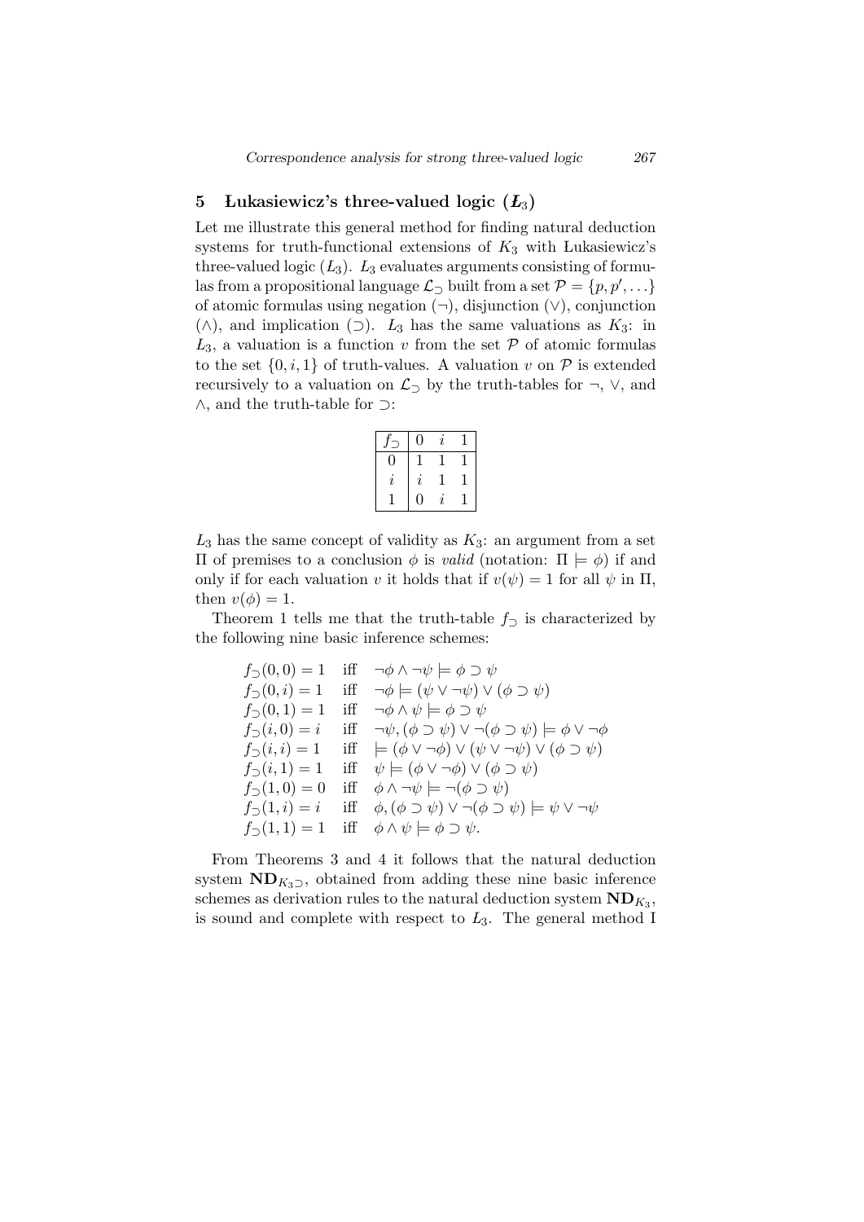## 5 Łukasiewicz's three-valued logic ($Ł_3$)

Let me illustrate this general method for finding natural deduction systems for truth-functional extensions of $K_3$ with Łukasiewicz's three-valued logic ($Ł_3$). $Ł_3$ evaluates arguments consisting of formulas from a propositional language $\mathcal{L}_\supset$ built from a set $\mathcal{P} = \{p, p', \ldots\}$ of atomic formulas using negation ($\neg$), disjunction ($\vee$), conjunction ($\wedge$), and implication ($\supset$). $Ł_3$ has the same valuations as $K_3$: in $Ł_3$, a valuation is a function $v$ from the set $\mathcal{P}$ of atomic formulas to the set $\{0, i, 1\}$ of truth-values. A valuation $v$ on $\mathcal{P}$ is extended recursively to a valuation on $\mathcal{L}_\supset$ by the truth-tables for $\neg$, $\vee$, and $\wedge$, and the truth-table for $\supset$:

| $f_\supset$ | $0$ | $i$ | $1$ |
|---|---|---|---|
| $0$ | $1$ | $1$ | $1$ |
| $i$ | $i$ | $1$ | $1$ |
| $1$ | $0$ | $i$ | $1$ |

$Ł_3$ has the same concept of validity as $K_3$: an argument from a set $\Pi$ of premises to a conclusion $\phi$ is *valid* (notation: $\Pi \models \phi$) if and only if for each valuation $v$ it holds that if $v(\psi) = 1$ for all $\psi$ in $\Pi$, then $v(\phi) = 1$.

Theorem 1 tells me that the truth-table $f_\supset$ is characterized by the following nine basic inference schemes:

$$
\begin{array}{lll}
f_\supset(0,0) = 1 & \text{iff} & \neg\phi \wedge \neg\psi \models \phi \supset \psi \\
f_\supset(0,i) = 1 & \text{iff} & \neg\phi \models (\psi \vee \neg\psi) \vee (\phi \supset \psi) \\
f_\supset(0,1) = 1 & \text{iff} & \neg\phi \wedge \psi \models \phi \supset \psi \\
f_\supset(i,0) = i & \text{iff} & \neg\psi, (\phi \supset \psi) \vee \neg(\phi \supset \psi) \models \phi \vee \neg\phi \\
f_\supset(i,i) = 1 & \text{iff} & \models (\phi \vee \neg\phi) \vee (\psi \vee \neg\psi) \vee (\phi \supset \psi) \\
f_\supset(i,1) = 1 & \text{iff} & \psi \models (\phi \vee \neg\phi) \vee (\phi \supset \psi) \\
f_\supset(1,0) = 0 & \text{iff} & \phi \wedge \neg\psi \models \neg(\phi \supset \psi) \\
f_\supset(1,i) = i & \text{iff} & \phi, (\phi \supset \psi) \vee \neg(\phi \supset \psi) \models \psi \vee \neg\psi \\
f_\supset(1,1) = 1 & \text{iff} & \phi \wedge \psi \models \phi \supset \psi.
\end{array}
$$

From Theorems 3 and 4 it follows that the natural deduction system $\mathbf{ND}_{K_3\supset}$, obtained from adding these nine basic inference schemes as derivation rules to the natural deduction system $\mathbf{ND}_{K_3}$, is sound and complete with respect to $Ł_3$. The general method I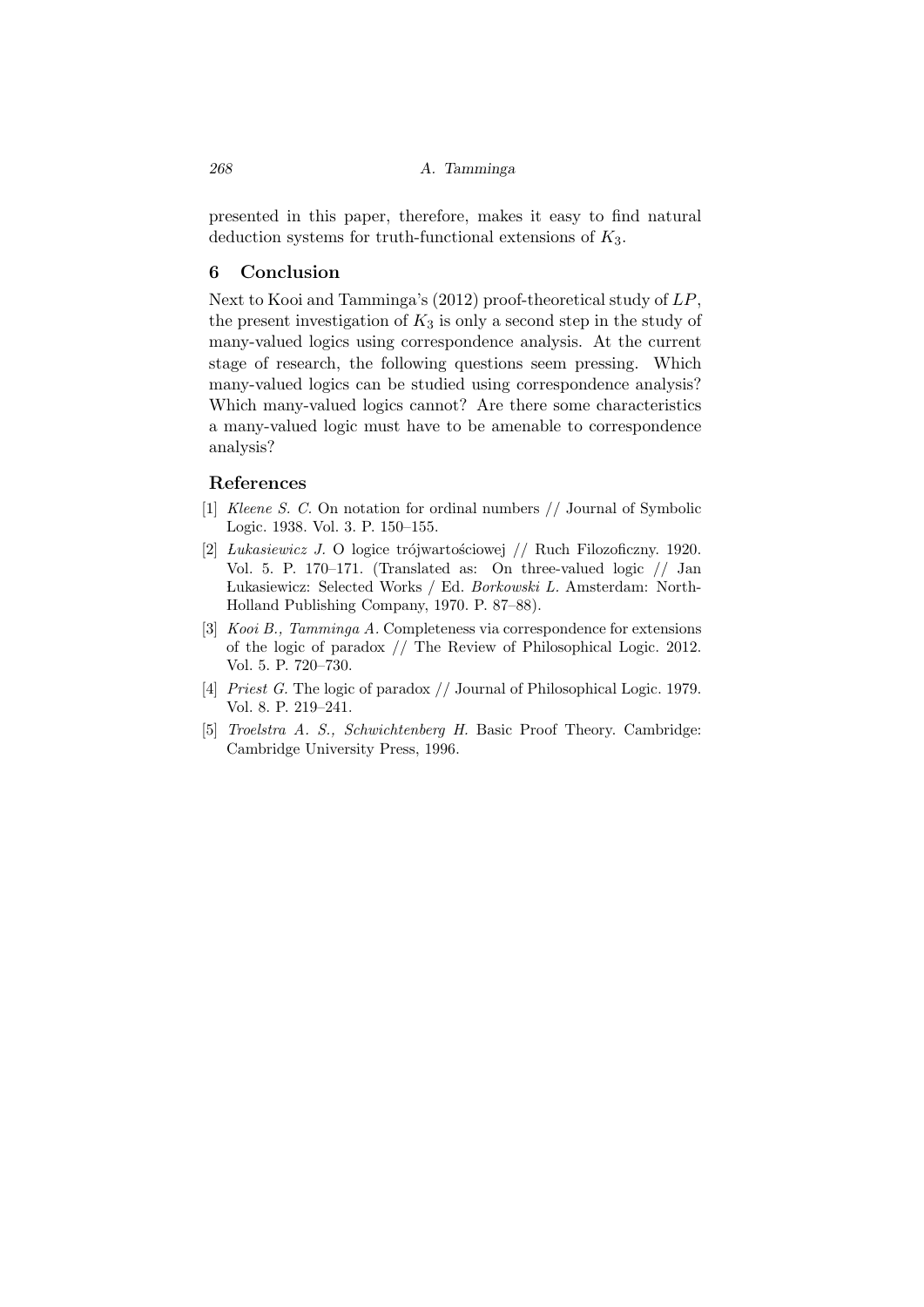presented in this paper, therefore, makes it easy to find natural deduction systems for truth-functional extensions of $K_3$.

## 6 Conclusion

Next to Kooi and Tamminga's (2012) proof-theoretical study of $LP$, the present investigation of $K_3$ is only a second step in the study of many-valued logics using correspondence analysis. At the current stage of research, the following questions seem pressing. Which many-valued logics can be studied using correspondence analysis? Which many-valued logics cannot? Are there some characteristics a many-valued logic must have to be amenable to correspondence analysis?

## References

[1] *Kleene S. C.* On notation for ordinal numbers // Journal of Symbolic Logic. 1938. Vol. 3. P. 150–155.

[2] *Łukasiewicz J.* O logice trójwartościowej // Ruch Filozoficzny. 1920. Vol. 5. P. 170–171. (Translated as: On three-valued logic // Jan Łukasiewicz: Selected Works / Ed. *Borkowski L.* Amsterdam: North-Holland Publishing Company, 1970. P. 87–88).

[3] *Kooi B., Tamminga A.* Completeness via correspondence for extensions of the logic of paradox // The Review of Philosophical Logic. 2012. Vol. 5. P. 720–730.

[4] *Priest G.* The logic of paradox // Journal of Philosophical Logic. 1979. Vol. 8. P. 219–241.

[5] *Troelstra A. S., Schwichtenberg H.* Basic Proof Theory. Cambridge: Cambridge University Press, 1996.